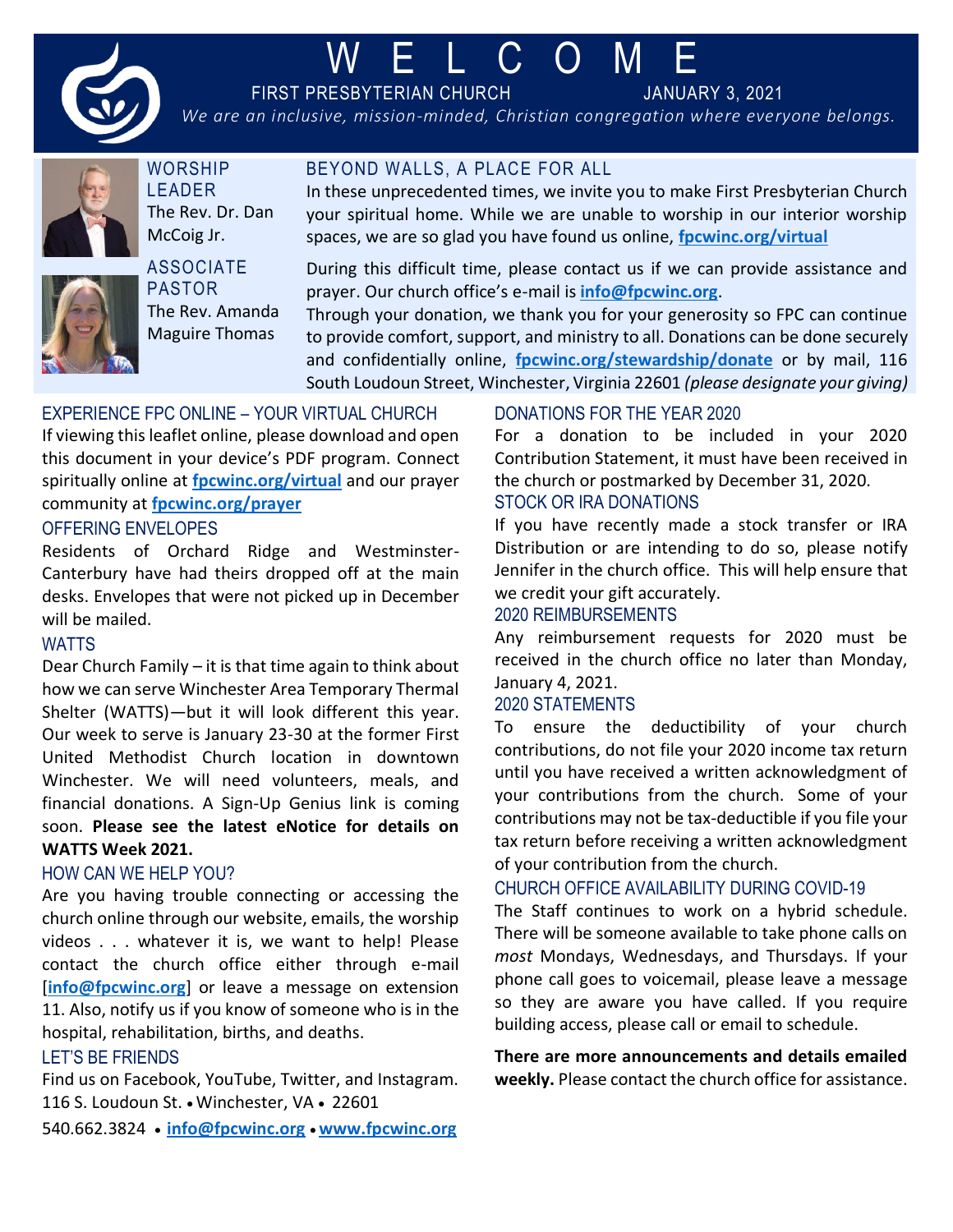# WELCOME

FIRST PRESBYTERIAN CHURCH JANUARY 3, 2021

*We are an inclusive, mission-minded, Christian congregation where everyone belongs.*

## WORSHIP LEADER

The Rev. Dr. Dan McCoig Jr.

## ASSOCIATE PASTOR

The Rev. Amanda Maguire Thomas

## BEYOND WALLS, A PLACE FOR ALL

In these unprecedented times, we invite you to make First Presbyterian Church your spiritual home. While we are unable to worship in our interior worship spaces, we are so glad you have found us online, **fpcwinc.org/virtual**

During this difficult time, please contact us if we can provide assistance and prayer. Our church office's e-mail is **info@fpcwinc.org**.

Through your donation, we thank you for your generosity so FPC can continue to provide comfort, support, and ministry to all. Donations can be done securely and confidentially online, **fpcwinc.org/stewardship/donate** or by mail, 116 South Loudoun Street, Winchester, Virginia 22601 *(please designate your giving)*

## EXPERIENCE FPC ONLINE – YOUR VIRTUAL CHURCH

If viewing this leaflet online, please download and open this document in your device's PDF program. Connect spiritually online at **fpcwinc.org/virtual** and our prayer community at **fpcwinc.org/prayer**

## OFFERING ENVELOPES

Residents of Orchard Ridge and Westminster-Canterbury have had theirs dropped off at the main desks. Envelopes that were not picked up in December will be mailed.

## WATTS

Dear Church Family – it is that time again to think about how we can serve Winchester Area Temporary Thermal Shelter (WATTS)—but it will look different this year. Our week to serve is January 23-30 at the former First United Methodist Church location in downtown Winchester. We will need volunteers, meals, and financial donations. A Sign-Up Genius link is coming soon. **Please see the latest eNotice for details on WATTS Week 2021.**

## HOW CAN WE HELP YOU?

Are you having trouble connecting or accessing the church online through our website, emails, the worship videos . . . whatever it is, we want to help! Please contact the church office either through e-mail [**info@fpcwinc.org**] or leave a message on extension 11. Also, notify us if you know of someone who is in the hospital, rehabilitation, births, and deaths.

## LET'S BE FRIENDS

Find us on Facebook, YouTube, Twitter, and Instagram.
116 S. Loudoun St. • Winchester, VA • 22601
540.662.3824 • **info@fpcwinc.org** • **www.fpcwinc.org**

## DONATIONS FOR THE YEAR 2020

For a donation to be included in your 2020 Contribution Statement, it must have been received in the church or postmarked by December 31, 2020.

## STOCK OR IRA DONATIONS

If you have recently made a stock transfer or IRA Distribution or are intending to do so, please notify Jennifer in the church office. This will help ensure that we credit your gift accurately.

## 2020 REIMBURSEMENTS

Any reimbursement requests for 2020 must be received in the church office no later than Monday, January 4, 2021.

## 2020 STATEMENTS

To ensure the deductibility of your church contributions, do not file your 2020 income tax return until you have received a written acknowledgment of your contributions from the church. Some of your contributions may not be tax-deductible if you file your tax return before receiving a written acknowledgment of your contribution from the church.

## CHURCH OFFICE AVAILABILITY DURING COVID-19

The Staff continues to work on a hybrid schedule. There will be someone available to take phone calls on *most* Mondays, Wednesdays, and Thursdays. If your phone call goes to voicemail, please leave a message so they are aware you have called. If you require building access, please call or email to schedule.

**There are more announcements and details emailed weekly.** Please contact the church office for assistance.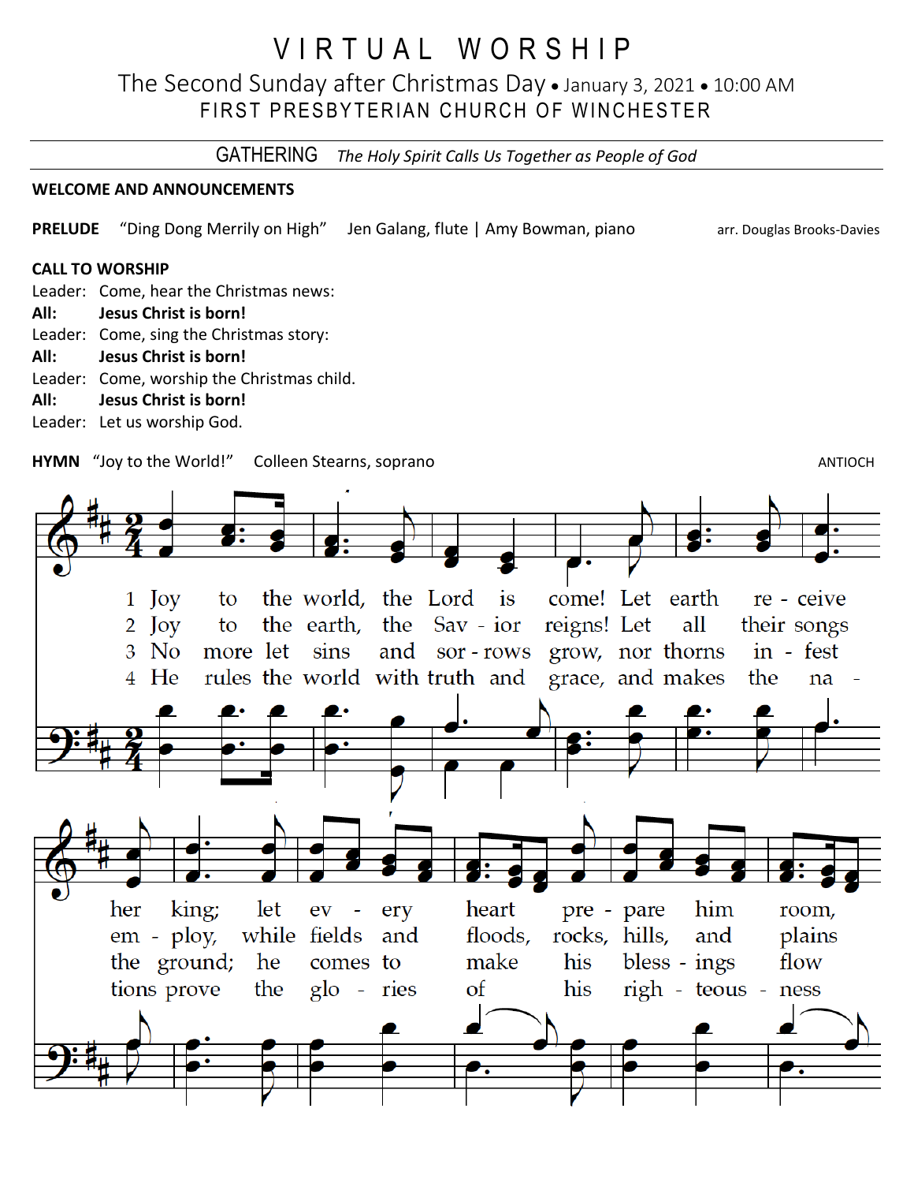# VIRTUAL WORSHIP

The Second Sunday after Christmas Day • January 3, 2021 • 10:00 AM

FIRST PRESBYTERIAN CHURCH OF WINCHESTER

## GATHERING *The Holy Spirit Calls Us Together as People of God*

**WELCOME AND ANNOUNCEMENTS**

**PRELUDE** "Ding Dong Merrily on High" Jen Galang, flute | Amy Bowman, piano arr. Douglas Brooks-Davies

**CALL TO WORSHIP**

Leader: Come, hear the Christmas news:
**All: Jesus Christ is born!**
Leader: Come, sing the Christmas story:
**All: Jesus Christ is born!**
Leader: Come, worship the Christmas child.
**All: Jesus Christ is born!**
Leader: Let us worship God.

**HYMN** "Joy to the World!" Colleen Stearns, soprano ANTIOCH

1 Joy to the world, the Lord is come! Let earth receive her king; let every heart prepare him room,
2 Joy to the earth, the Savior reigns! Let all their songs employ, while fields and floods, rocks, hills, and plains
3 No more let sins and sorrows grow, nor thorns infest the ground; he comes to make his blessings flow
4 He rules the world with truth and grace, and makes the nations prove the glories of his righteousness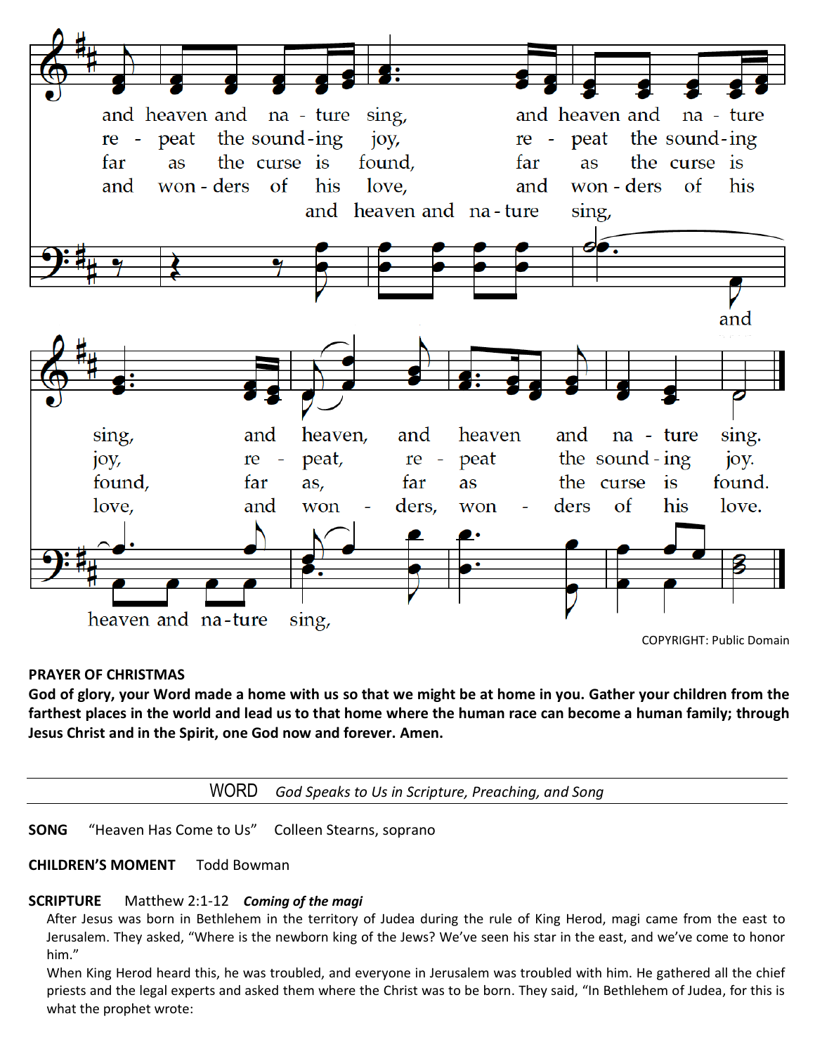and heaven and na - ture sing, and heaven and na - ture sing, and heaven, and heaven and na - ture sing.

re - peat the sound - ing joy, re - peat the sound - ing joy, re - peat, re - peat the sound - ing joy.

far as the curse is found, far as the curse is found, far as, far as the curse is found.

and won - ders of his love, and won - ders of his love, and won - ders, won - ders of his love.

and heaven and na - ture sing, and heaven and na - ture sing,

COPYRIGHT: Public Domain

**PRAYER OF CHRISTMAS**

**God of glory, your Word made a home with us so that we might be at home in you. Gather your children from the farthest places in the world and lead us to that home where the human race can become a human family; through Jesus Christ and in the Spirit, one God now and forever. Amen.**

---

WORD *God Speaks to Us in Scripture, Preaching, and Song*

---

**SONG** "Heaven Has Come to Us" Colleen Stearns, soprano

**CHILDREN'S MOMENT** Todd Bowman

**SCRIPTURE** Matthew 2:1-12 ***Coming of the magi***

After Jesus was born in Bethlehem in the territory of Judea during the rule of King Herod, magi came from the east to Jerusalem. They asked, "Where is the newborn king of the Jews? We've seen his star in the east, and we've come to honor him."

When King Herod heard this, he was troubled, and everyone in Jerusalem was troubled with him. He gathered all the chief priests and the legal experts and asked them where the Christ was to be born. They said, "In Bethlehem of Judea, for this is what the prophet wrote: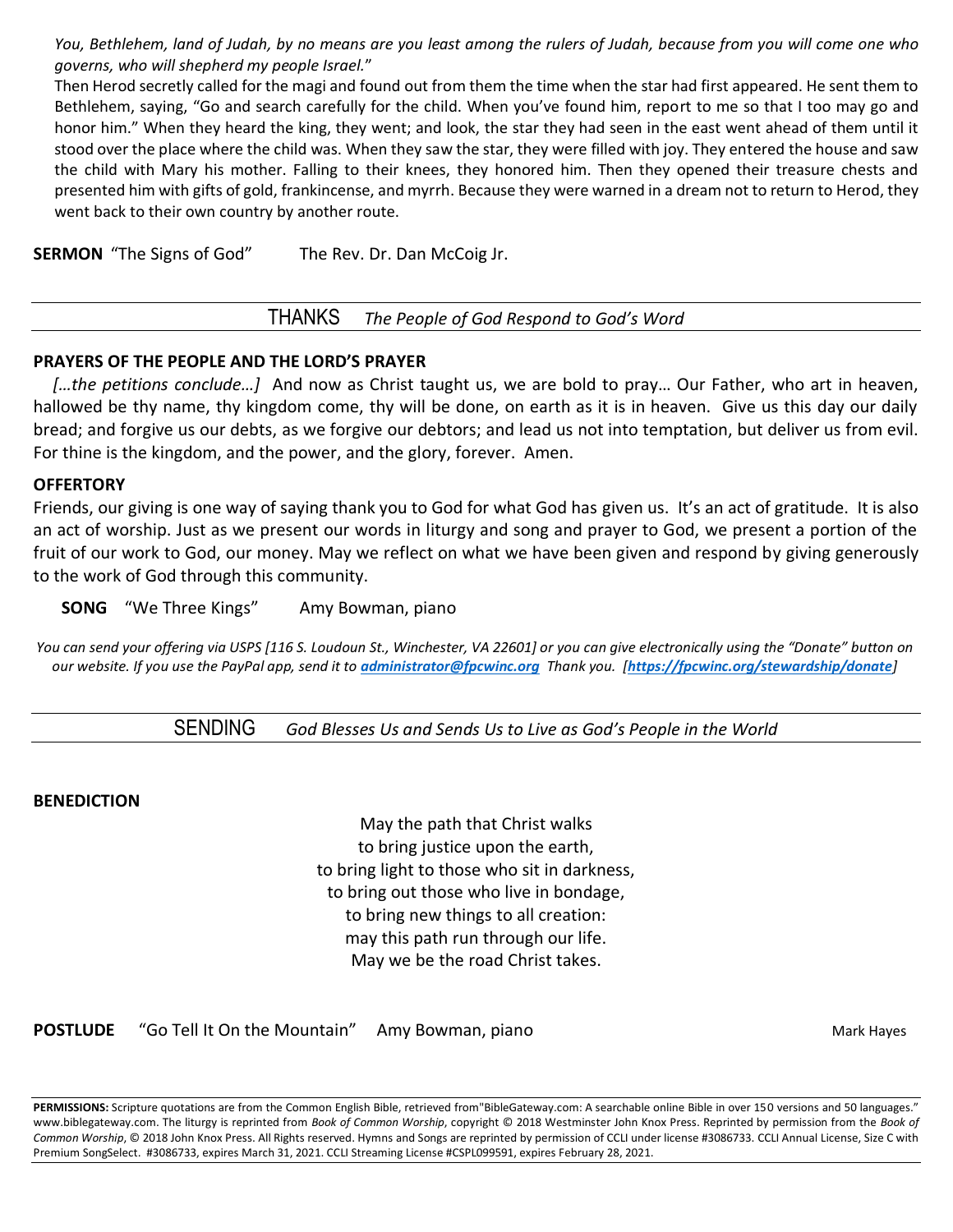*You, Bethlehem, land of Judah, by no means are you least among the rulers of Judah, because from you will come one who governs, who will shepherd my people Israel.*"

Then Herod secretly called for the magi and found out from them the time when the star had first appeared. He sent them to Bethlehem, saying, "Go and search carefully for the child. When you've found him, report to me so that I too may go and honor him." When they heard the king, they went; and look, the star they had seen in the east went ahead of them until it stood over the place where the child was. When they saw the star, they were filled with joy. They entered the house and saw the child with Mary his mother. Falling to their knees, they honored him. Then they opened their treasure chests and presented him with gifts of gold, frankincense, and myrrh. Because they were warned in a dream not to return to Herod, they went back to their own country by another route.

**SERMON** "The Signs of God" The Rev. Dr. Dan McCoig Jr.

---

## THANKS *The People of God Respond to God's Word*

---

**PRAYERS OF THE PEOPLE AND THE LORD'S PRAYER**

*[…the petitions conclude…]* And now as Christ taught us, we are bold to pray… Our Father, who art in heaven, hallowed be thy name, thy kingdom come, thy will be done, on earth as it is in heaven. Give us this day our daily bread; and forgive us our debts, as we forgive our debtors; and lead us not into temptation, but deliver us from evil. For thine is the kingdom, and the power, and the glory, forever. Amen.

**OFFERTORY**

Friends, our giving is one way of saying thank you to God for what God has given us. It's an act of gratitude. It is also an act of worship. Just as we present our words in liturgy and song and prayer to God, we present a portion of the fruit of our work to God, our money. May we reflect on what we have been given and respond by giving generously to the work of God through this community.

**SONG** "We Three Kings" Amy Bowman, piano

*You can send your offering via USPS [116 S. Loudoun St., Winchester, VA 22601] or you can give electronically using the "Donate" button on our website. If you use the PayPal app, send it to* ***administrator@fpcwinc.org*** *Thank you. [****https://fpcwinc.org/stewardship/donate****]*

---

## SENDING *God Blesses Us and Sends Us to Live as God's People in the World*

---

**BENEDICTION**

May the path that Christ walks
to bring justice upon the earth,
to bring light to those who sit in darkness,
to bring out those who live in bondage,
to bring new things to all creation:
may this path run through our life.
May we be the road Christ takes.

**POSTLUDE** "Go Tell It On the Mountain" Amy Bowman, piano Mark Hayes

---

**PERMISSIONS:** Scripture quotations are from the Common English Bible, retrieved from"BibleGateway.com: A searchable online Bible in over 150 versions and 50 languages." www.biblegateway.com. The liturgy is reprinted from *Book of Common Worship*, copyright © 2018 Westminster John Knox Press. Reprinted by permission from the *Book of Common Worship*, © 2018 John Knox Press. All Rights reserved. Hymns and Songs are reprinted by permission of CCLI under license #3086733. CCLI Annual License, Size C with Premium SongSelect. #3086733, expires March 31, 2021. CCLI Streaming License #CSPL099591, expires February 28, 2021.